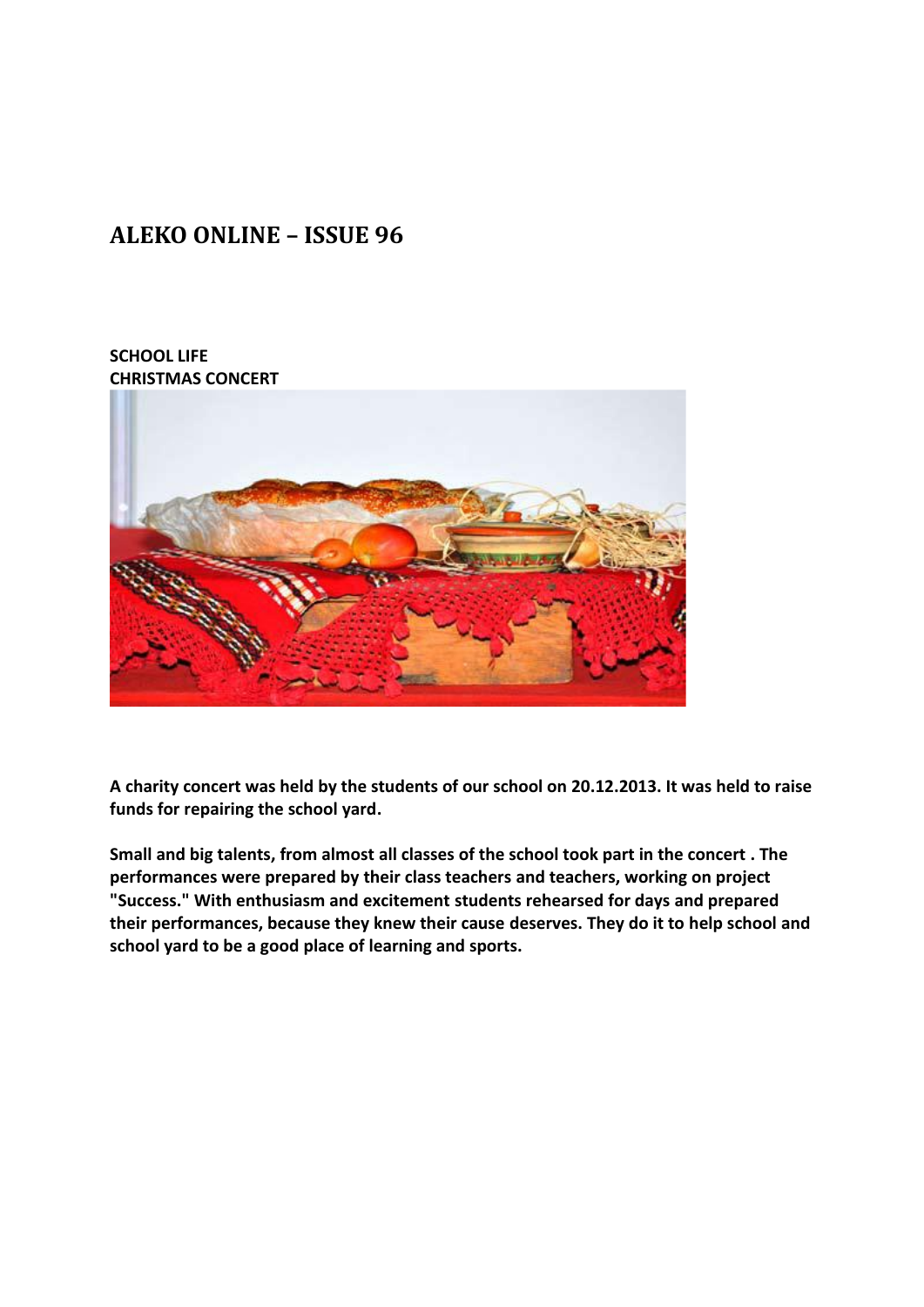# ALEKO ONLINE – ISSUE 96

**SCHOOL LIFE**
**CHRISTMAS CONCERT**

**A charity concert was held by the students of our school on 20.12.2013. It was held to raise funds for repairing the school yard.**

**Small and big talents, from almost all classes of the school took part in the concert . The performances were prepared by their class teachers and teachers, working on project "Success." With enthusiasm and excitement students rehearsed for days and prepared their performances, because they knew their cause deserves. They do it to help school and school yard to be a good place of learning and sports.**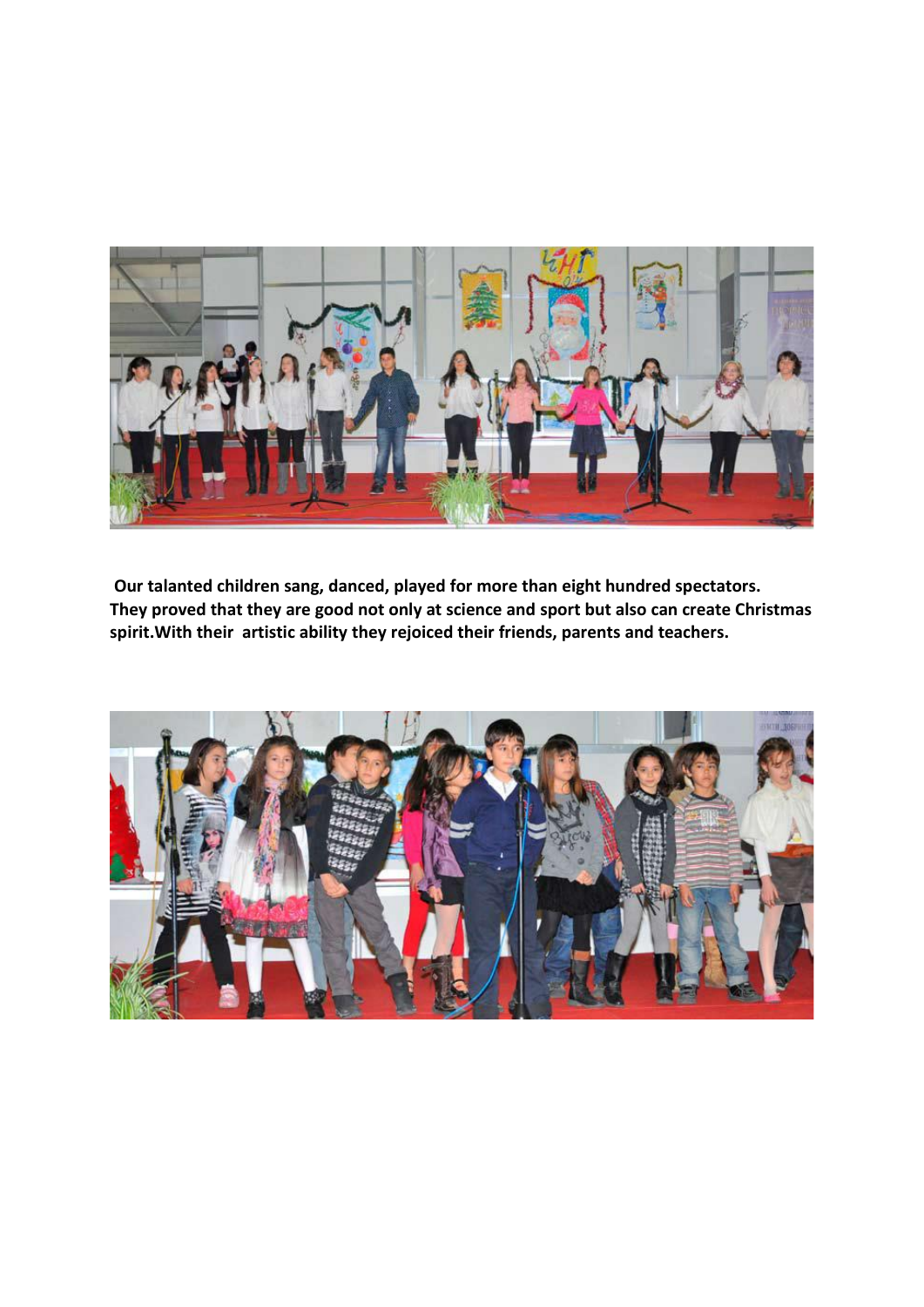**Our talanted children sang, danced, played for more than eight hundred spectators. They proved that they are good not only at science and sport but also can create Christmas spirit.With their artistic ability they rejoiced their friends, parents and teachers.**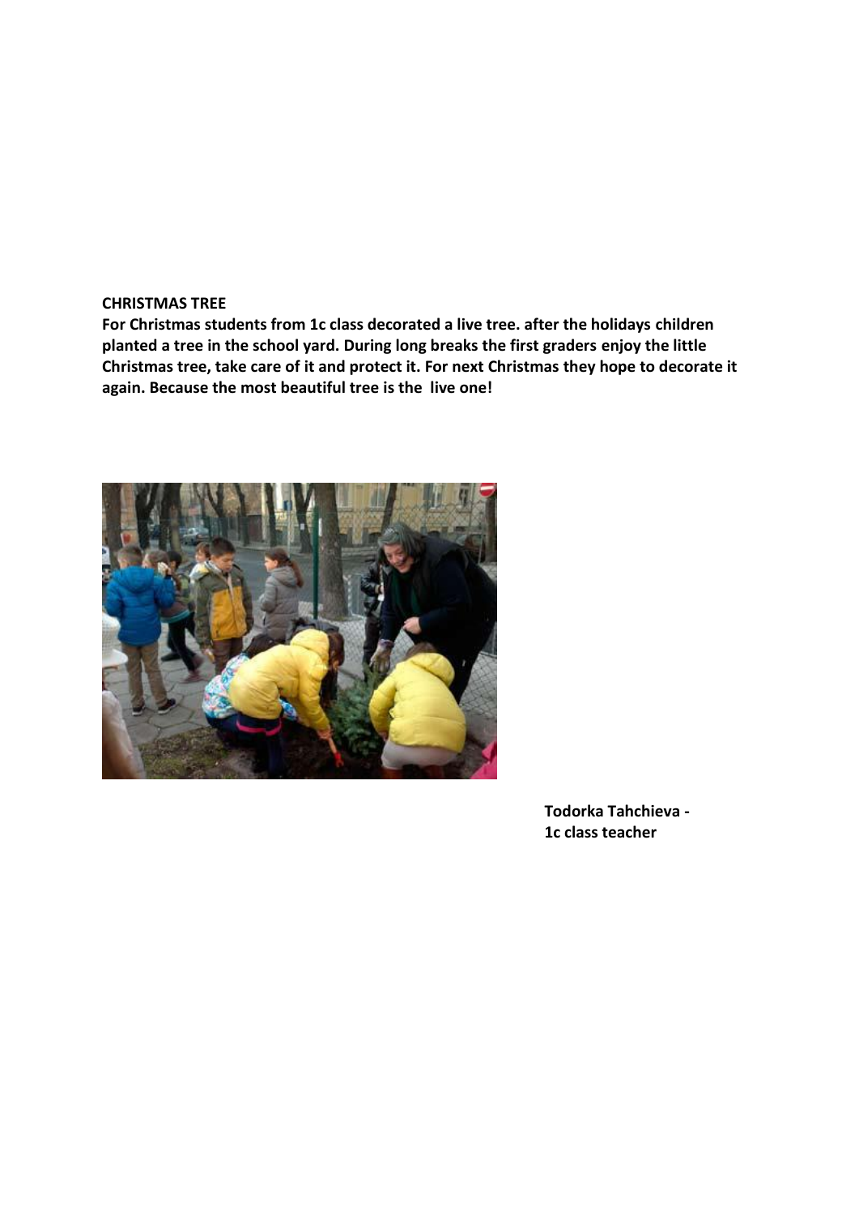**CHRISTMAS TREE**

**For Christmas students from 1c class decorated a live tree. after the holidays children planted a tree in the school yard. During long breaks the first graders enjoy the little Christmas tree, take care of it and protect it. For next Christmas they hope to decorate it again. Because the most beautiful tree is the live one!**

**Todorka Tahchieva - 1c class teacher**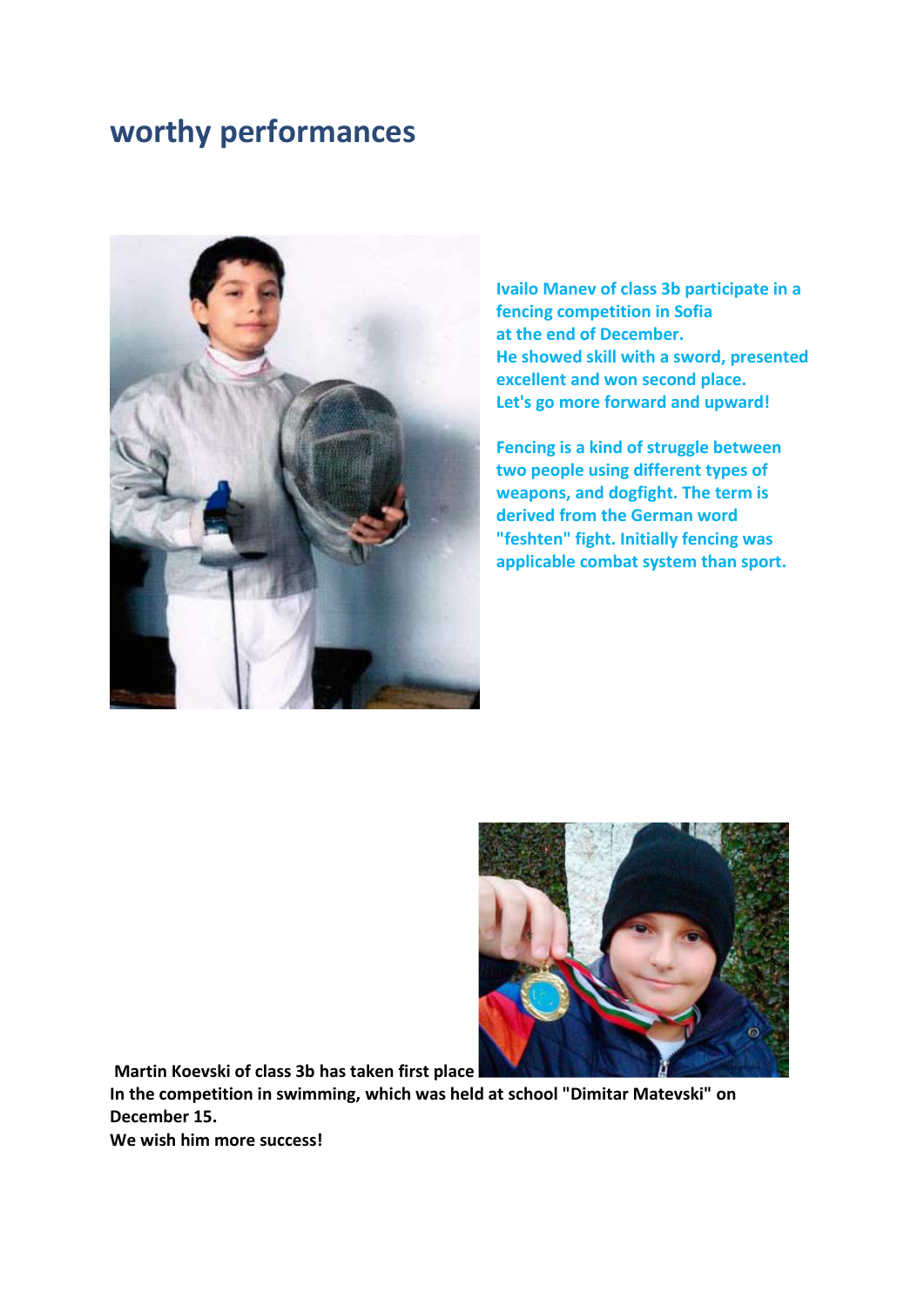# worthy performances

**Ivailo Manev of class 3b participate in a fencing competition in Sofia at the end of December. He showed skill with a sword, presented excellent and won second place. Let's go more forward and upward!**

**Fencing is a kind of struggle between two people using different types of weapons, and dogfight. The term is derived from the German word "feshten" fight. Initially fencing was applicable combat system than sport.**

**Martin Koevski of class 3b has taken first place In the competition in swimming, which was held at school "Dimitar Matevski" on December 15.**
**We wish him more success!**